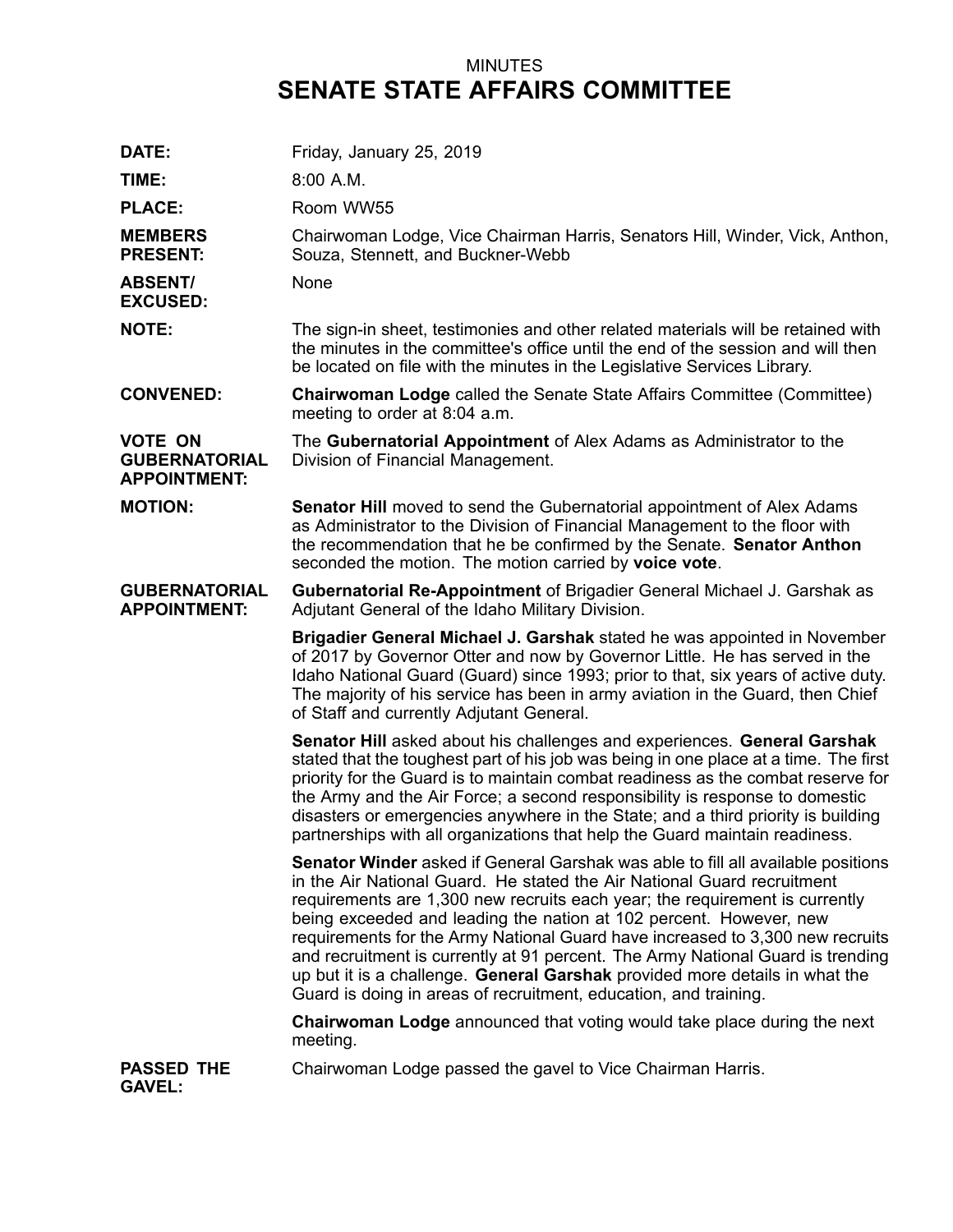MINUTES

# SENATE STATE AFFAIRS COMMITTEE

**DATE:** Friday, January 25, 2019

**TIME:** 8:00 A.M.

**PLACE:** Room WW55

**MEMBERS PRESENT:** Chairwoman Lodge, Vice Chairman Harris, Senators Hill, Winder, Vick, Anthon, Souza, Stennett, and Buckner-Webb

**ABSENT/ EXCUSED:** None

**NOTE:** The sign-in sheet, testimonies and other related materials will be retained with the minutes in the committee's office until the end of the session and will then be located on file with the minutes in the Legislative Services Library.

**CONVENED:** **Chairwoman Lodge** called the Senate State Affairs Committee (Committee) meeting to order at 8:04 a.m.

**VOTE ON GUBERNATORIAL APPOINTMENT:** The **Gubernatorial Appointment** of Alex Adams as Administrator to the Division of Financial Management.

**MOTION:** **Senator Hill** moved to send the Gubernatorial appointment of Alex Adams as Administrator to the Division of Financial Management to the floor with the recommendation that he be confirmed by the Senate. **Senator Anthon** seconded the motion. The motion carried by **voice vote**.

**GUBERNATORIAL APPOINTMENT:** **Gubernatorial Re-Appointment** of Brigadier General Michael J. Garshak as Adjutant General of the Idaho Military Division.

**Brigadier General Michael J. Garshak** stated he was appointed in November of 2017 by Governor Otter and now by Governor Little. He has served in the Idaho National Guard (Guard) since 1993; prior to that, six years of active duty. The majority of his service has been in army aviation in the Guard, then Chief of Staff and currently Adjutant General.

**Senator Hill** asked about his challenges and experiences. **General Garshak** stated that the toughest part of his job was being in one place at a time. The first priority for the Guard is to maintain combat readiness as the combat reserve for the Army and the Air Force; a second responsibility is response to domestic disasters or emergencies anywhere in the State; and a third priority is building partnerships with all organizations that help the Guard maintain readiness.

**Senator Winder** asked if General Garshak was able to fill all available positions in the Air National Guard. He stated the Air National Guard recruitment requirements are 1,300 new recruits each year; the requirement is currently being exceeded and leading the nation at 102 percent. However, new requirements for the Army National Guard have increased to 3,300 new recruits and recruitment is currently at 91 percent. The Army National Guard is trending up but it is a challenge. **General Garshak** provided more details in what the Guard is doing in areas of recruitment, education, and training.

**Chairwoman Lodge** announced that voting would take place during the next meeting.

**PASSED THE GAVEL:** Chairwoman Lodge passed the gavel to Vice Chairman Harris.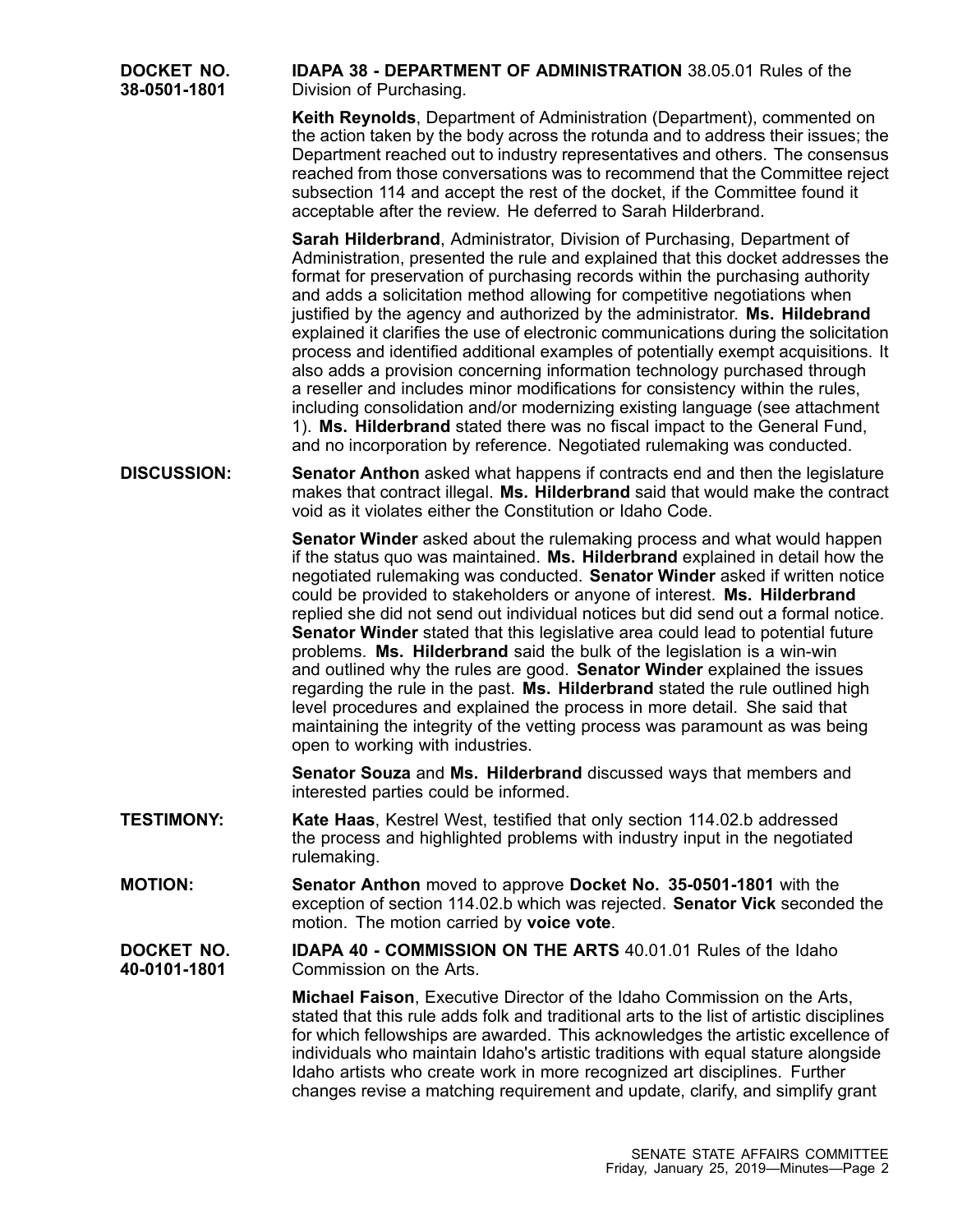**DOCKET NO. 38-0501-1801** **IDAPA 38 - DEPARTMENT OF ADMINISTRATION** 38.05.01 Rules of the Division of Purchasing.

**Keith Reynolds**, Department of Administration (Department), commented on the action taken by the body across the rotunda and to address their issues; the Department reached out to industry representatives and others. The consensus reached from those conversations was to recommend that the Committee reject subsection 114 and accept the rest of the docket, if the Committee found it acceptable after the review. He deferred to Sarah Hilderbrand.

**Sarah Hilderbrand**, Administrator, Division of Purchasing, Department of Administration, presented the rule and explained that this docket addresses the format for preservation of purchasing records within the purchasing authority and adds a solicitation method allowing for competitive negotiations when justified by the agency and authorized by the administrator. **Ms. Hildebrand** explained it clarifies the use of electronic communications during the solicitation process and identified additional examples of potentially exempt acquisitions. It also adds a provision concerning information technology purchased through a reseller and includes minor modifications for consistency within the rules, including consolidation and/or modernizing existing language (see attachment 1). **Ms. Hilderbrand** stated there was no fiscal impact to the General Fund, and no incorporation by reference. Negotiated rulemaking was conducted.

**DISCUSSION:** **Senator Anthon** asked what happens if contracts end and then the legislature makes that contract illegal. **Ms. Hilderbrand** said that would make the contract void as it violates either the Constitution or Idaho Code.

**Senator Winder** asked about the rulemaking process and what would happen if the status quo was maintained. **Ms. Hilderbrand** explained in detail how the negotiated rulemaking was conducted. **Senator Winder** asked if written notice could be provided to stakeholders or anyone of interest. **Ms. Hilderbrand** replied she did not send out individual notices but did send out a formal notice. **Senator Winder** stated that this legislative area could lead to potential future problems. **Ms. Hilderbrand** said the bulk of the legislation is a win-win and outlined why the rules are good. **Senator Winder** explained the issues regarding the rule in the past. **Ms. Hilderbrand** stated the rule outlined high level procedures and explained the process in more detail. She said that maintaining the integrity of the vetting process was paramount as was being open to working with industries.

**Senator Souza** and **Ms. Hilderbrand** discussed ways that members and interested parties could be informed.

**TESTIMONY:** **Kate Haas**, Kestrel West, testified that only section 114.02.b addressed the process and highlighted problems with industry input in the negotiated rulemaking.

**MOTION:** **Senator Anthon** moved to approve **Docket No. 35-0501-1801** with the exception of section 114.02.b which was rejected. **Senator Vick** seconded the motion. The motion carried by **voice vote**.

**DOCKET NO. 40-0101-1801** **IDAPA 40 - COMMISSION ON THE ARTS** 40.01.01 Rules of the Idaho Commission on the Arts.

**Michael Faison**, Executive Director of the Idaho Commission on the Arts, stated that this rule adds folk and traditional arts to the list of artistic disciplines for which fellowships are awarded. This acknowledges the artistic excellence of individuals who maintain Idaho's artistic traditions with equal stature alongside Idaho artists who create work in more recognized art disciplines. Further changes revise a matching requirement and update, clarify, and simplify grant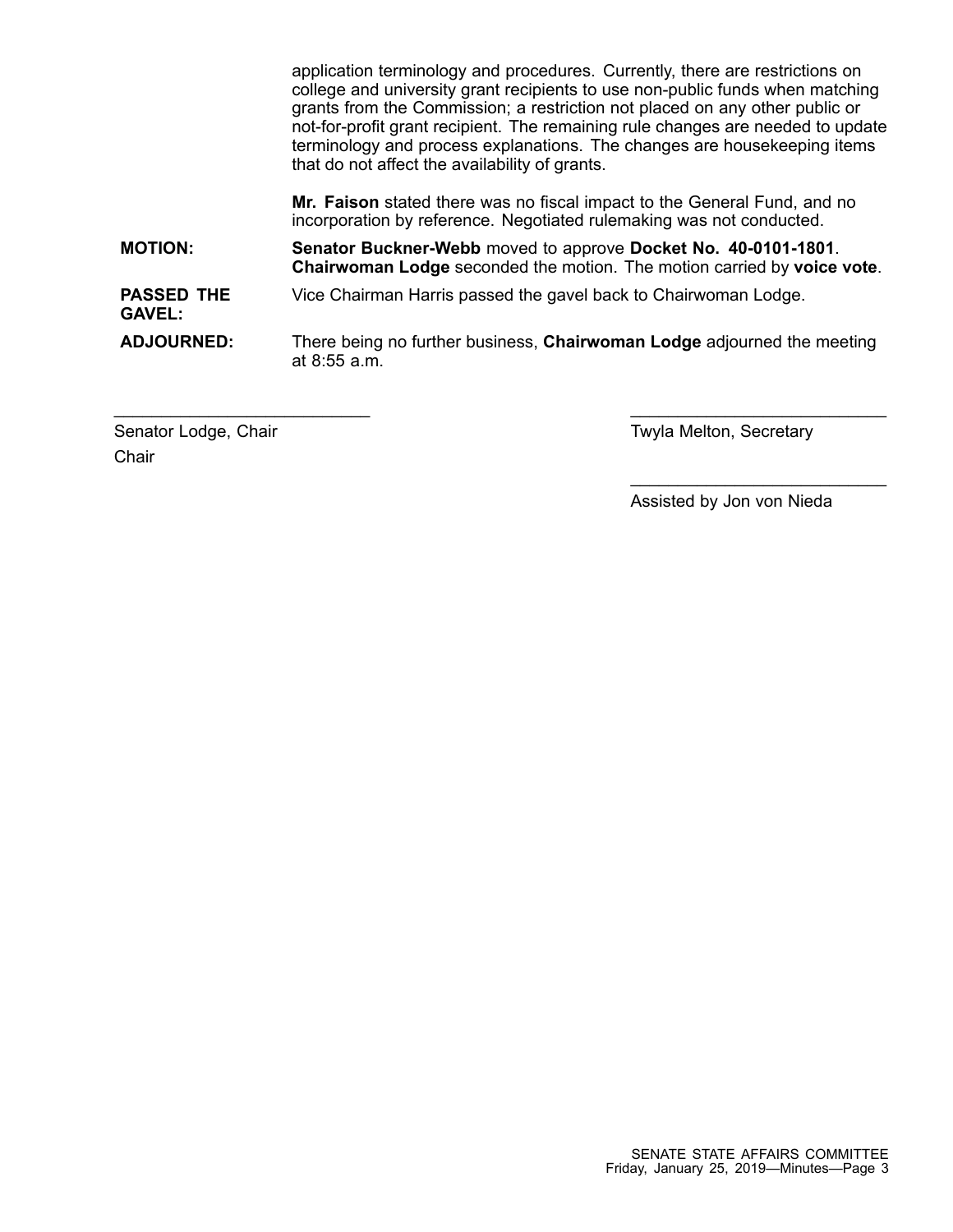application terminology and procedures. Currently, there are restrictions on college and university grant recipients to use non-public funds when matching grants from the Commission; a restriction not placed on any other public or not-for-profit grant recipient. The remaining rule changes are needed to update terminology and process explanations. The changes are housekeeping items that do not affect the availability of grants.

**Mr. Faison** stated there was no fiscal impact to the General Fund, and no incorporation by reference. Negotiated rulemaking was not conducted.

**MOTION:** **Senator Buckner-Webb** moved to approve **Docket No. 40-0101-1801**. **Chairwoman Lodge** seconded the motion. The motion carried by **voice vote**.

**PASSED THE GAVEL:** Vice Chairman Harris passed the gavel back to Chairwoman Lodge.

**ADJOURNED:** There being no further business, **Chairwoman Lodge** adjourned the meeting at 8:55 a.m.

___________________________

Senator Lodge, Chair

Chair

___________________________

Twyla Melton, Secretary

___________________________

Assisted by Jon von Nieda